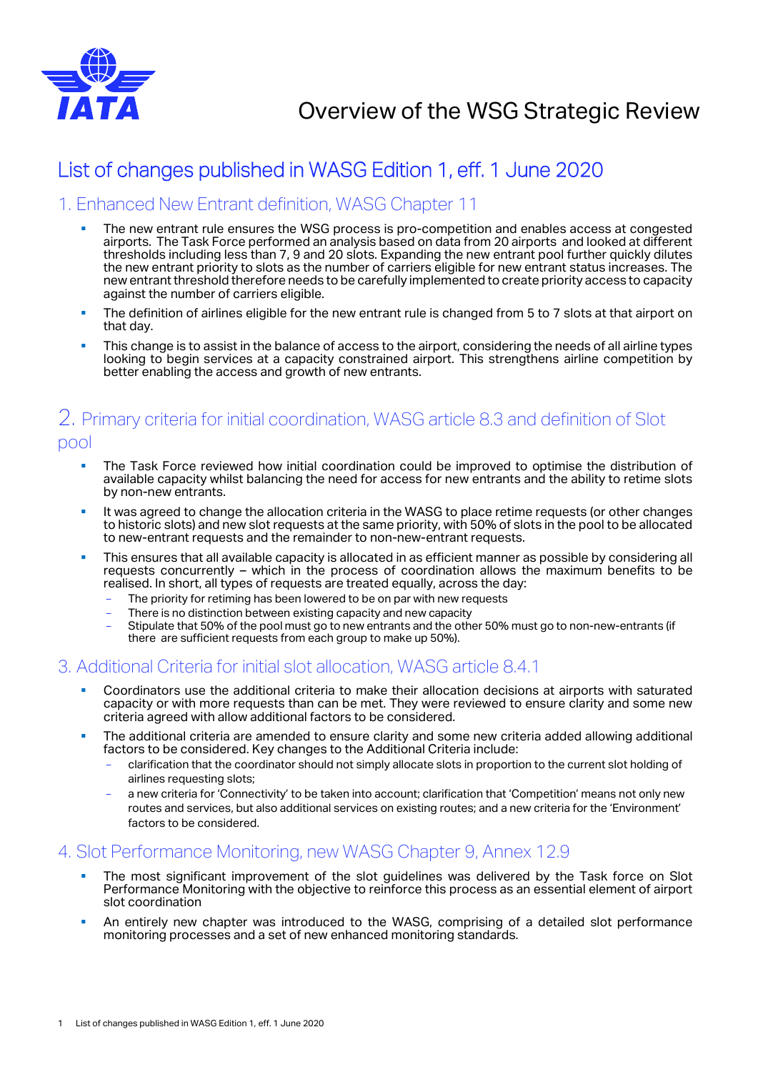# Overview of the WSG Strategic Review

## List of changes published in WASG Edition 1, eff. 1 June 2020

### 1. Enhanced New Entrant definition, WASG Chapter 11

- The new entrant rule ensures the WSG process is pro-competition and enables access at congested airports. The Task Force performed an analysis based on data from 20 airports and looked at different thresholds including less than 7, 9 and 20 slots. Expanding the new entrant pool further quickly dilutes the new entrant priority to slots as the number of carriers eligible for new entrant status increases. The new entrant threshold therefore needs to be carefully implemented to create priority access to capacity against the number of carriers eligible.
- The definition of airlines eligible for the new entrant rule is changed from 5 to 7 slots at that airport on that day.
- This change is to assist in the balance of access to the airport, considering the needs of all airline types looking to begin services at a capacity constrained airport. This strengthens airline competition by better enabling the access and growth of new entrants.

### 2. Primary criteria for initial coordination, WASG article 8.3 and definition of Slot pool

- The Task Force reviewed how initial coordination could be improved to optimise the distribution of available capacity whilst balancing the need for access for new entrants and the ability to retime slots by non-new entrants.
- It was agreed to change the allocation criteria in the WASG to place retime requests (or other changes to historic slots) and new slot requests at the same priority, with 50% of slots in the pool to be allocated to new-entrant requests and the remainder to non-new-entrant requests.
- This ensures that all available capacity is allocated in as efficient manner as possible by considering all requests concurrently – which in the process of coordination allows the maximum benefits to be realised. In short, all types of requests are treated equally, across the day:
  - The priority for retiming has been lowered to be on par with new requests
  - There is no distinction between existing capacity and new capacity
  - Stipulate that 50% of the pool must go to new entrants and the other 50% must go to non-new-entrants (if there are sufficient requests from each group to make up 50%).

### 3. Additional Criteria for initial slot allocation, WASG article 8.4.1

- Coordinators use the additional criteria to make their allocation decisions at airports with saturated capacity or with more requests than can be met. They were reviewed to ensure clarity and some new criteria agreed with allow additional factors to be considered.
- The additional criteria are amended to ensure clarity and some new criteria added allowing additional factors to be considered. Key changes to the Additional Criteria include:
  - clarification that the coordinator should not simply allocate slots in proportion to the current slot holding of airlines requesting slots;
  - a new criteria for 'Connectivity' to be taken into account; clarification that 'Competition' means not only new routes and services, but also additional services on existing routes; and a new criteria for the 'Environment' factors to be considered.

### 4. Slot Performance Monitoring, new WASG Chapter 9, Annex 12.9

- The most significant improvement of the slot guidelines was delivered by the Task force on Slot Performance Monitoring with the objective to reinforce this process as an essential element of airport slot coordination
- An entirely new chapter was introduced to the WASG, comprising of a detailed slot performance monitoring processes and a set of new enhanced monitoring standards.

1 List of changes published in WASG Edition 1, eff. 1 June 2020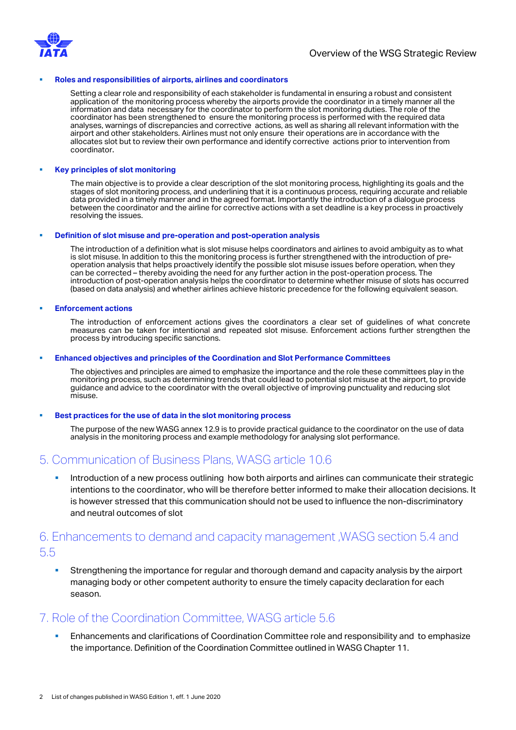- **Roles and responsibilities of airports, airlines and coordinators**

  Setting a clear role and responsibility of each stakeholder is fundamental in ensuring a robust and consistent application of the monitoring process whereby the airports provide the coordinator in a timely manner all the information and data necessary for the coordinator to perform the slot monitoring duties. The role of the coordinator has been strengthened to ensure the monitoring process is performed with the required data analyses, warnings of discrepancies and corrective actions, as well as sharing all relevant information with the airport and other stakeholders. Airlines must not only ensure their operations are in accordance with the allocates slot but to review their own performance and identify corrective actions prior to intervention from coordinator.

- **Key principles of slot monitoring**

  The main objective is to provide a clear description of the slot monitoring process, highlighting its goals and the stages of slot monitoring process, and underlining that it is a continuous process, requiring accurate and reliable data provided in a timely manner and in the agreed format. Importantly the introduction of a dialogue process between the coordinator and the airline for corrective actions with a set deadline is a key process in proactively resolving the issues.

- **Definition of slot misuse and pre-operation and post-operation analysis**

  The introduction of a definition what is slot misuse helps coordinators and airlines to avoid ambiguity as to what is slot misuse. In addition to this the monitoring process is further strengthened with the introduction of pre-operation analysis that helps proactively identify the possible slot misuse issues before operation, when they can be corrected – thereby avoiding the need for any further action in the post-operation process. The introduction of post-operation analysis helps the coordinator to determine whether misuse of slots has occurred (based on data analysis) and whether airlines achieve historic precedence for the following equivalent season.

- **Enforcement actions**

  The introduction of enforcement actions gives the coordinators a clear set of guidelines of what concrete measures can be taken for intentional and repeated slot misuse. Enforcement actions further strengthen the process by introducing specific sanctions.

- **Enhanced objectives and principles of the Coordination and Slot Performance Committees**

  The objectives and principles are aimed to emphasize the importance and the role these committees play in the monitoring process, such as determining trends that could lead to potential slot misuse at the airport, to provide guidance and advice to the coordinator with the overall objective of improving punctuality and reducing slot misuse.

- **Best practices for the use of data in the slot monitoring process**

  The purpose of the new WASG annex 12.9 is to provide practical guidance to the coordinator on the use of data analysis in the monitoring process and example methodology for analysing slot performance.

## 5. Communication of Business Plans, WASG article 10.6

- Introduction of a new process outlining how both airports and airlines can communicate their strategic intentions to the coordinator, who will be therefore better informed to make their allocation decisions. It is however stressed that this communication should not be used to influence the non-discriminatory and neutral outcomes of slot

## 6. Enhancements to demand and capacity management ,WASG section 5.4 and 5.5

- Strengthening the importance for regular and thorough demand and capacity analysis by the airport managing body or other competent authority to ensure the timely capacity declaration for each season.

## 7. Role of the Coordination Committee, WASG article 5.6

- Enhancements and clarifications of Coordination Committee role and responsibility and to emphasize the importance. Definition of the Coordination Committee outlined in WASG Chapter 11.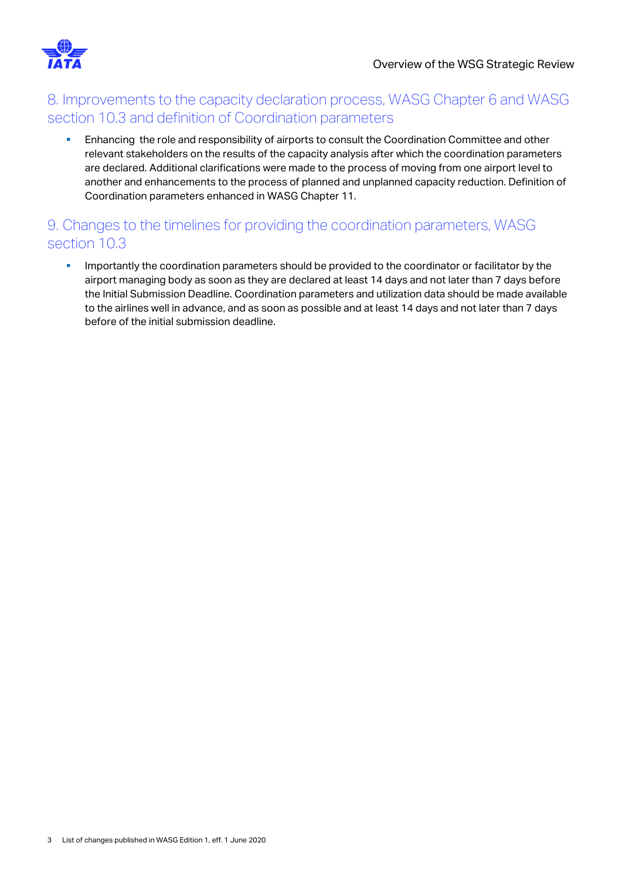## 8. Improvements to the capacity declaration process, WASG Chapter 6 and WASG section 10.3 and definition of Coordination parameters

- Enhancing  the role and responsibility of airports to consult the Coordination Committee and other relevant stakeholders on the results of the capacity analysis after which the coordination parameters are declared. Additional clarifications were made to the process of moving from one airport level to another and enhancements to the process of planned and unplanned capacity reduction. Definition of Coordination parameters enhanced in WASG Chapter 11.

## 9. Changes to the timelines for providing the coordination parameters, WASG section 10.3

- Importantly the coordination parameters should be provided to the coordinator or facilitator by the airport managing body as soon as they are declared at least 14 days and not later than 7 days before the Initial Submission Deadline. Coordination parameters and utilization data should be made available to the airlines well in advance, and as soon as possible and at least 14 days and not later than 7 days before of the initial submission deadline.